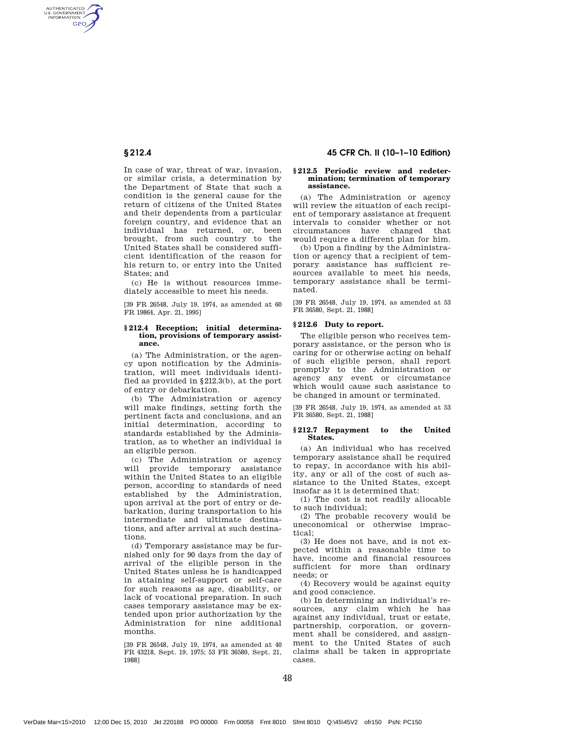In case of war, threat of war, invasion, or similar crisis, a determination by the Department of State that such a condition is the general cause for the return of citizens of the United States and their dependents from a particular foreign country, and evidence that an individual has returned, or, been brought, from such country to the United States shall be considered sufficient identification of the reason for his return to, or entry into the United States; and

(c) He is without resources immediately accessible to meet his needs.

[39 FR 26548, July 19, 1974, as amended at 60 FR 19864, Apr. 21, 1995]

## § 212.4 Reception; initial determination, provisions of temporary assistance.

(a) The Administration, or the agency upon notification by the Administration, will meet individuals identified as provided in §212.3(b), at the port of entry or debarkation.

(b) The Administration or agency will make findings, setting forth the pertinent facts and conclusions, and an initial determination, according to standards established by the Administration, as to whether an individual is an eligible person.

(c) The Administration or agency will provide temporary assistance within the United States to an eligible person, according to standards of need established by the Administration, upon arrival at the port of entry or debarkation, during transportation to his intermediate and ultimate destinations, and after arrival at such destinations.

(d) Temporary assistance may be furnished only for 90 days from the day of arrival of the eligible person in the United States unless he is handicapped in attaining self-support or self-care for such reasons as age, disability, or lack of vocational preparation. In such cases temporary assistance may be extended upon prior authorization by the Administration for nine additional months.

[39 FR 26548, July 19, 1974, as amended at 40 FR 43218, Sept. 19, 1975; 53 FR 36580, Sept. 21, 1988]

## § 212.5 Periodic review and redetermination; termination of temporary assistance.

(a) The Administration or agency will review the situation of each recipient of temporary assistance at frequent intervals to consider whether or not circumstances have changed that would require a different plan for him.

(b) Upon a finding by the Administration or agency that a recipient of temporary assistance has sufficient resources available to meet his needs, temporary assistance shall be terminated.

[39 FR 26548, July 19, 1974, as amended at 53 FR 36580, Sept. 21, 1988]

## § 212.6 Duty to report.

The eligible person who receives temporary assistance, or the person who is caring for or otherwise acting on behalf of such eligible person, shall report promptly to the Administration or agency any event or circumstance which would cause such assistance to be changed in amount or terminated.

[39 FR 26548, July 19, 1974, as amended at 53 FR 36580, Sept. 21, 1988]

## § 212.7 Repayment to the United States.

(a) An individual who has received temporary assistance shall be required to repay, in accordance with his ability, any or all of the cost of such assistance to the United States, except insofar as it is determined that:

(1) The cost is not readily allocable to such individual;

(2) The probable recovery would be uneconomical or otherwise impractical;

(3) He does not have, and is not expected within a reasonable time to have, income and financial resources sufficient for more than ordinary needs; or

(4) Recovery would be against equity and good conscience.

(b) In determining an individual's resources, any claim which he has against any individual, trust or estate, partnership, corporation, or government shall be considered, and assignment to the United States of such claims shall be taken in appropriate cases.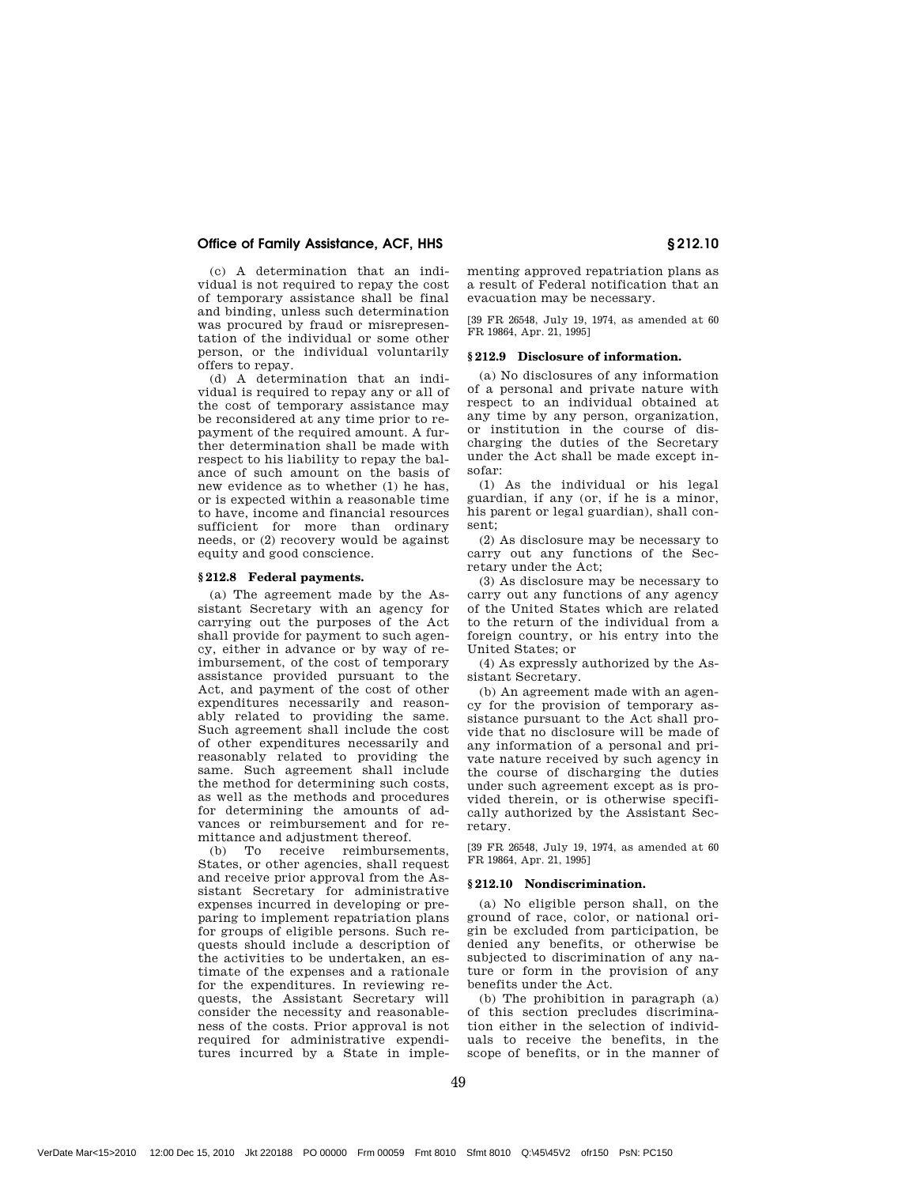(c) A determination that an individual is not required to repay the cost of temporary assistance shall be final and binding, unless such determination was procured by fraud or misrepresentation of the individual or some other person, or the individual voluntarily offers to repay.

(d) A determination that an individual is required to repay any or all of the cost of temporary assistance may be reconsidered at any time prior to repayment of the required amount. A further determination shall be made with respect to his liability to repay the balance of such amount on the basis of new evidence as to whether (1) he has, or is expected within a reasonable time to have, income and financial resources sufficient for more than ordinary needs, or (2) recovery would be against equity and good conscience.

### § 212.8 Federal payments.

(a) The agreement made by the Assistant Secretary with an agency for carrying out the purposes of the Act shall provide for payment to such agency, either in advance or by way of reimbursement, of the cost of temporary assistance provided pursuant to the Act, and payment of the cost of other expenditures necessarily and reasonably related to providing the same. Such agreement shall include the cost of other expenditures necessarily and reasonably related to providing the same. Such agreement shall include the method for determining such costs, as well as the methods and procedures for determining the amounts of advances or reimbursement and for remittance and adjustment thereof.

(b) To receive reimbursements, States, or other agencies, shall request and receive prior approval from the Assistant Secretary for administrative expenses incurred in developing or preparing to implement repatriation plans for groups of eligible persons. Such requests should include a description of the activities to be undertaken, an estimate of the expenses and a rationale for the expenditures. In reviewing requests, the Assistant Secretary will consider the necessity and reasonableness of the costs. Prior approval is not required for administrative expenditures incurred by a State in implementing approved repatriation plans as a result of Federal notification that an evacuation may be necessary.

[39 FR 26548, July 19, 1974, as amended at 60 FR 19864, Apr. 21, 1995]

### § 212.9 Disclosure of information.

(a) No disclosures of any information of a personal and private nature with respect to an individual obtained at any time by any person, organization, or institution in the course of discharging the duties of the Secretary under the Act shall be made except insofar:

(1) As the individual or his legal guardian, if any (or, if he is a minor, his parent or legal guardian), shall consent;

(2) As disclosure may be necessary to carry out any functions of the Secretary under the Act;

(3) As disclosure may be necessary to carry out any functions of any agency of the United States which are related to the return of the individual from a foreign country, or his entry into the United States; or

(4) As expressly authorized by the Assistant Secretary.

(b) An agreement made with an agency for the provision of temporary assistance pursuant to the Act shall provide that no disclosure will be made of any information of a personal and private nature received by such agency in the course of discharging the duties under such agreement except as is provided therein, or is otherwise specifically authorized by the Assistant Secretary.

[39 FR 26548, July 19, 1974, as amended at 60 FR 19864, Apr. 21, 1995]

### § 212.10 Nondiscrimination.

(a) No eligible person shall, on the ground of race, color, or national origin be excluded from participation, be denied any benefits, or otherwise be subjected to discrimination of any nature or form in the provision of any benefits under the Act.

(b) The prohibition in paragraph (a) of this section precludes discrimination either in the selection of individuals to receive the benefits, in the scope of benefits, or in the manner of